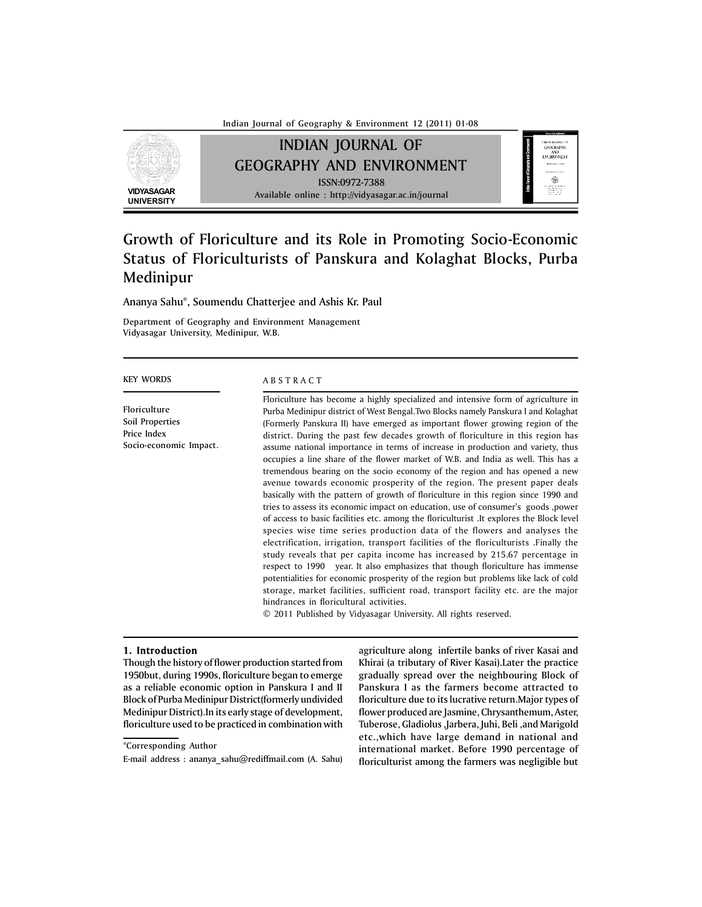# Growth of Floriculture and its Role in Promoting Socio-Economic Status of Floriculturists of Panskura and Kolaghat Blocks, Purba Medinipur

Ananya Sahu*, Soumendu Chatterjee and Ashis Kr. Paul

Department of Geography and Environment Management
Vidyasagar University, Medinipur, W.B.

**KEY WORDS**

Floriculture
Soil Properties
Price Index
Socio-economic Impact.

**A B S T R A C T**

Floriculture has become a highly specialized and intensive form of agriculture in Purba Medinipur district of West Bengal.Two Blocks namely Panskura I and Kolaghat (Formerly Panskura II) have emerged as important flower growing region of the district. During the past few decades growth of floriculture in this region has assume national importance in terms of increase in production and variety, thus occupies a line share of the flower market of W.B. and India as well. This has a tremendous bearing on the socio economy of the region and has opened a new avenue towards economic prosperity of the region. The present paper deals basically with the pattern of growth of floriculture in this region since 1990 and tries to assess its economic impact on education, use of consumer's goods ,power of access to basic facilities etc. among the floriculturist .It explores the Block level species wise time series production data of the flowers and analyses the electrification, irrigation, transport facilities of the floriculturists .Finally the study reveals that per capita income has increased by 215.67 percentage in respect to 1990 year. It also emphasizes that though floriculture has immense potentialities for economic prosperity of the region but problems like lack of cold storage, market facilities, sufficient road, transport facility etc. are the major hindrances in floricultural activities.

© 2011 Published by Vidyasagar University. All rights reserved.

## 1. Introduction

Though the history of flower production started from 1950but, during 1990s, floriculture began to emerge as a reliable economic option in Panskura I and II Block of Purba Medinipur District(formerly undivided Medinipur District).In its early stage of development, floriculture used to be practiced in combination with agriculture along infertile banks of river Kasai and Khirai (a tributary of River Kasai).Later the practice gradually spread over the neighbouring Block of Panskura I as the farmers become attracted to floriculture due to its lucrative return.Major types of flower produced are Jasmine, Chrysanthemum, Aster, Tuberose, Gladiolus ,Jarbera, Juhi, Beli ,and Marigold etc.,which have large demand in national and international market. Before 1990 percentage of floriculturist among the farmers was negligible but

*Corresponding Author

E-mail address : ananya_sahu@rediffmail.com (A. Sahu)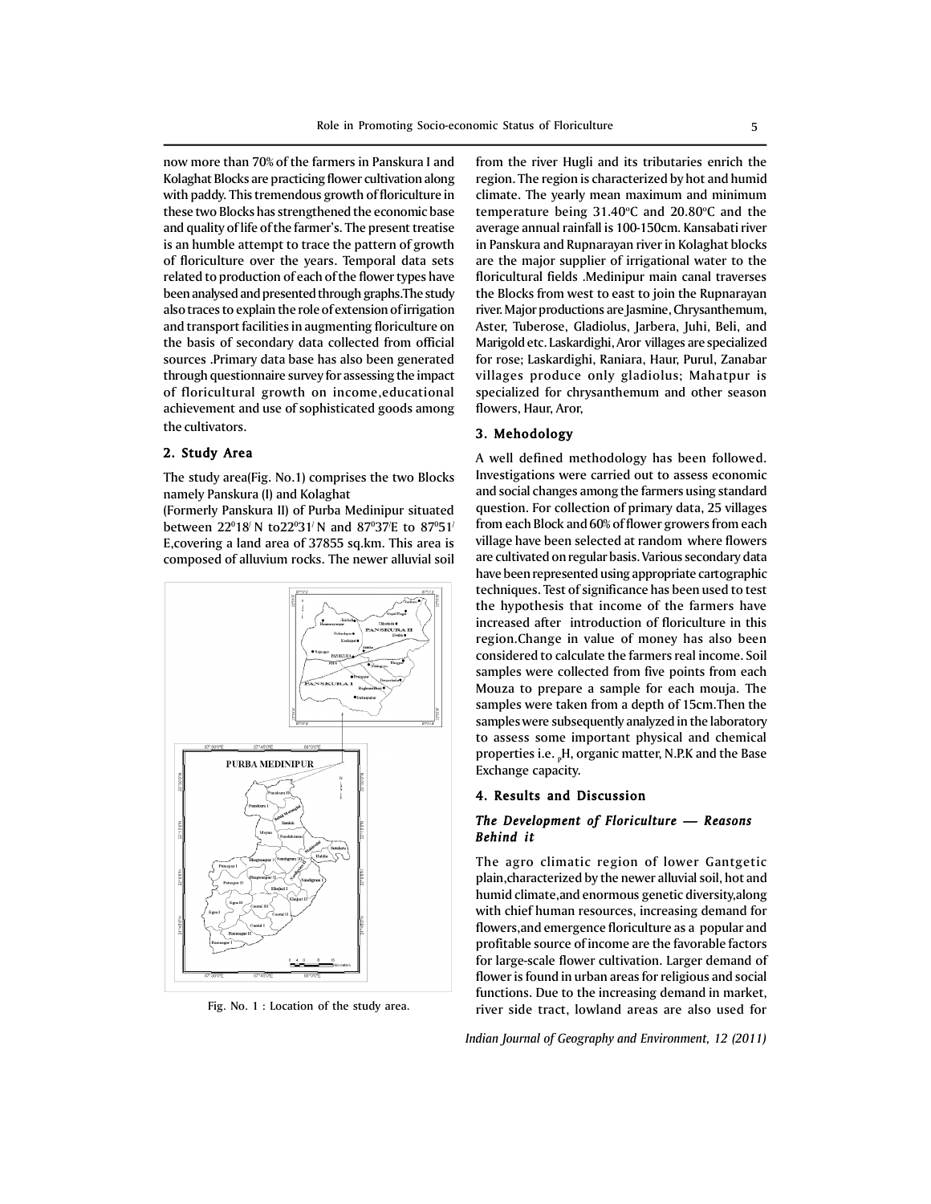now more than 70% of the farmers in Panskura I and Kolaghat Blocks are practicing flower cultivation along with paddy. This tremendous growth of floriculture in these two Blocks has strengthened the economic base and quality of life of the farmer's. The present treatise is an humble attempt to trace the pattern of growth of floriculture over the years. Temporal data sets related to production of each of the flower types have been analysed and presented through graphs.The study also traces to explain the role of extension of irrigation and transport facilities in augmenting floriculture on the basis of secondary data collected from official sources .Primary data base has also been generated through questionnaire survey for assessing the impact of floricultural growth on income,educational achievement and use of sophisticated goods among the cultivators.

## 2. Study Area

The study area(Fig. No.1) comprises the two Blocks namely Panskura (I) and Kolaghat

(Formerly Panskura II) of Purba Medinipur situated between 22°18′ N to22°31′ N and 87°37′E to 87°51′ E,covering a land area of 37855 sq.km. This area is composed of alluvium rocks. The newer alluvial soil from the river Hugli and its tributaries enrich the region. The region is characterized by hot and humid climate. The yearly mean maximum and minimum temperature being 31.40°C and 20.80°C and the average annual rainfall is 100-150cm. Kansabati river in Panskura and Rupnarayan river in Kolaghat blocks are the major supplier of irrigational water to the floricultural fields .Medinipur main canal traverses the Blocks from west to east to join the Rupnarayan river. Major productions are Jasmine, Chrysanthemum, Aster, Tuberose, Gladiolus, Jarbera, Juhi, Beli, and Marigold etc. Laskardighi, Aror villages are specialized for rose; Laskardighi, Raniara, Haur, Purul, Zanabar villages produce only gladiolus; Mahatpur is specialized for chrysanthemum and other season flowers, Haur, Aror,

Fig. No. 1 : Location of the study area.

## 3. Mehodology

A well defined methodology has been followed. Investigations were carried out to assess economic and social changes among the farmers using standard question. For collection of primary data, 25 villages from each Block and 60% of flower growers from each village have been selected at random where flowers are cultivated on regular basis. Various secondary data have been represented using appropriate cartographic techniques. Test of significance has been used to test the hypothesis that income of the farmers have increased after introduction of floriculture in this region.Change in value of money has also been considered to calculate the farmers real income. Soil samples were collected from five points from each Mouza to prepare a sample for each mouja. The samples were taken from a depth of 15cm.Then the samples were subsequently analyzed in the laboratory to assess some important physical and chemical properties i.e. $_{p}$H, organic matter, N.P.K and the Base Exchange capacity.

## 4. Results and Discussion

### *The Development of Floriculture — Reasons Behind it*

The agro climatic region of lower Gantgetic plain,characterized by the newer alluvial soil, hot and humid climate,and enormous genetic diversity,along with chief human resources, increasing demand for flowers,and emergence floriculture as a popular and profitable source of income are the favorable factors for large-scale flower cultivation. Larger demand of flower is found in urban areas for religious and social functions. Due to the increasing demand in market, river side tract, lowland areas are also used for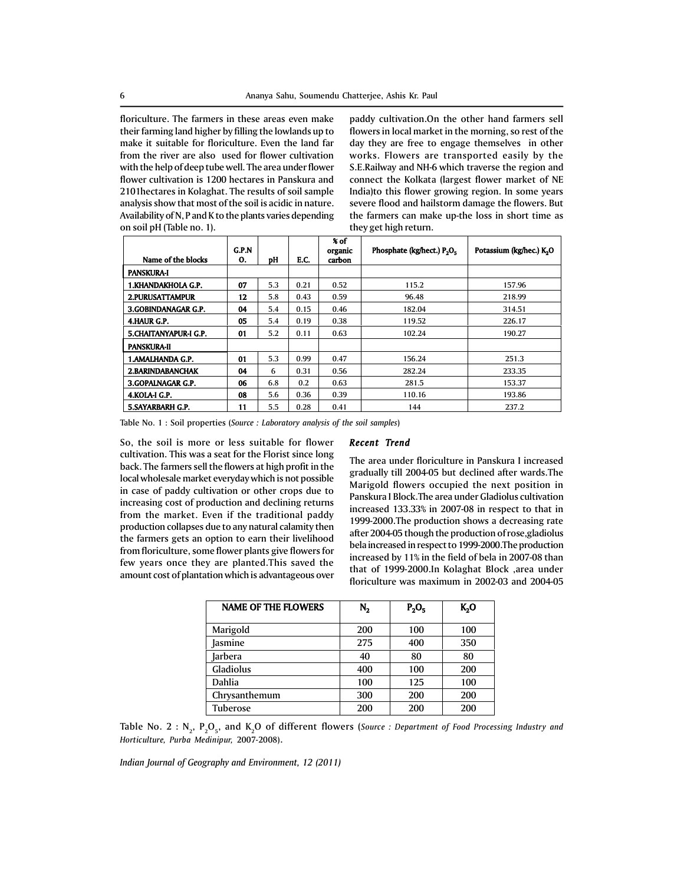floriculture. The farmers in these areas even make their farming land higher by filling the lowlands up to make it suitable for floriculture. Even the land far from the river are also used for flower cultivation with the help of deep tube well. The area under flower flower cultivation is 1200 hectares in Panskura and 2101hectares in Kolaghat. The results of soil sample analysis show that most of the soil is acidic in nature. Availability of N, P and K to the plants varies depending on soil pH (Table no. 1).

paddy cultivation.On the other hand farmers sell flowers in local market in the morning, so rest of the day they are free to engage themselves in other works. Flowers are transported easily by the S.E.Railway and NH-6 which traverse the region and connect the Kolkata (largest flower market of NE India)to this flower growing region. In some years severe flood and hailstorm damage the flowers. But the farmers can make up-the loss in short time as they get high return.

| Name of the blocks | G.P.N O. | pH | E.C. | % of organic carbon | Phosphate (kg/hect.) $P_2O_5$ | Potassium (kg/hec.) $K_2O$ |
|---|---|---|---|---|---|---|
| **PANSKURA-I** | | | | | | |
| 1.KHANDAKHOLA G.P. | 07 | 5.3 | 0.21 | 0.52 | 115.2 | 157.96 |
| 2.PURUSATTAMPUR | 12 | 5.8 | 0.43 | 0.59 | 96.48 | 218.99 |
| 3.GOBINDANAGAR G.P. | 04 | 5.4 | 0.15 | 0.46 | 182.04 | 314.51 |
| 4.HAUR G.P. | 05 | 5.4 | 0.19 | 0.38 | 119.52 | 226.17 |
| 5.CHAITANYAPUR-I G.P. | 01 | 5.2 | 0.11 | 0.63 | 102.24 | 190.27 |
| **PANSKURA-II** | | | | | | |
| 1.AMALHANDA G.P. | 01 | 5.3 | 0.99 | 0.47 | 156.24 | 251.3 |
| 2.BARINDABANCHAK | 04 | 6 | 0.31 | 0.56 | 282.24 | 233.35 |
| 3.GOPALNAGAR G.P. | 06 | 6.8 | 0.2 | 0.63 | 281.5 | 153.37 |
| 4.KOLA-I G.P. | 08 | 5.6 | 0.36 | 0.39 | 110.16 | 193.86 |
| 5.SAYARBARH G.P. | 11 | 5.5 | 0.28 | 0.41 | 144 | 237.2 |

Table No. 1 : Soil properties (*Source : Laboratory analysis of the soil samples*)

So, the soil is more or less suitable for flower cultivation. This was a seat for the Florist since long back. The farmers sell the flowers at high profit in the local wholesale market everyday which is not possible in case of paddy cultivation or other crops due to increasing cost of production and declining returns from the market. Even if the traditional paddy production collapses due to any natural calamity then the farmers gets an option to earn their livelihood from floriculture, some flower plants give flowers for few years once they are planted.This saved the amount cost of plantation which is advantageous over

### *Recent Trend*

The area under floriculture in Panskura I increased gradually till 2004-05 but declined after wards.The Marigold flowers occupied the next position in Panskura I Block.The area under Gladiolus cultivation increased 133.33% in 2007-08 in respect to that in 1999-2000.The production shows a decreasing rate after 2004-05 though the production of rose,gladiolus bela increased in respect to 1999-2000.The production increased by 11% in the field of bela in 2007-08 than that of 1999-2000.In Kolaghat Block ,area under floriculture was maximum in 2002-03 and 2004-05

| NAME OF THE FLOWERS | $N_2$ | $P_2O_5$ | $K_2O$ |
|---|---|---|---|
| Marigold | 200 | 100 | 100 |
| Jasmine | 275 | 400 | 350 |
| Jarbera | 40 | 80 | 80 |
| Gladiolus | 400 | 100 | 200 |
| Dahlia | 100 | 125 | 100 |
| Chrysanthemum | 300 | 200 | 200 |
| Tuberose | 200 | 200 | 200 |

Table No. 2 : $N_2$, $P_2O_5$, and $K_2O$ of different flowers (*Source : Department of Food Processing Industry and Horticulture, Purba Medinipur,* 2007-2008).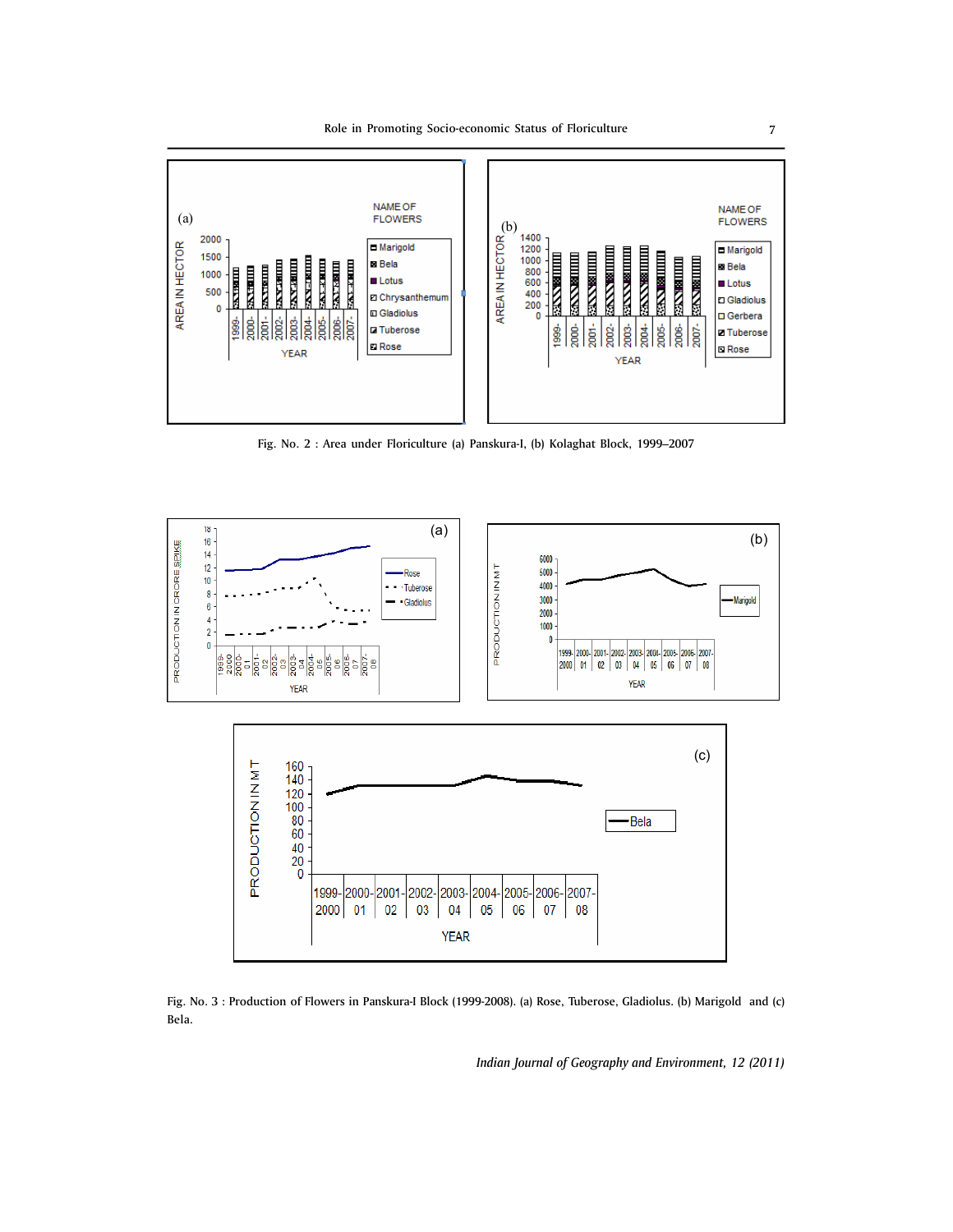Fig. No. 2 : Area under Floriculture (a) Panskura-I, (b) Kolaghat Block, 1999–2007

Fig. No. 3 : Production of Flowers in Panskura-I Block (1999-2008). (a) Rose, Tuberose, Gladiolus. (b) Marigold and (c) Bela.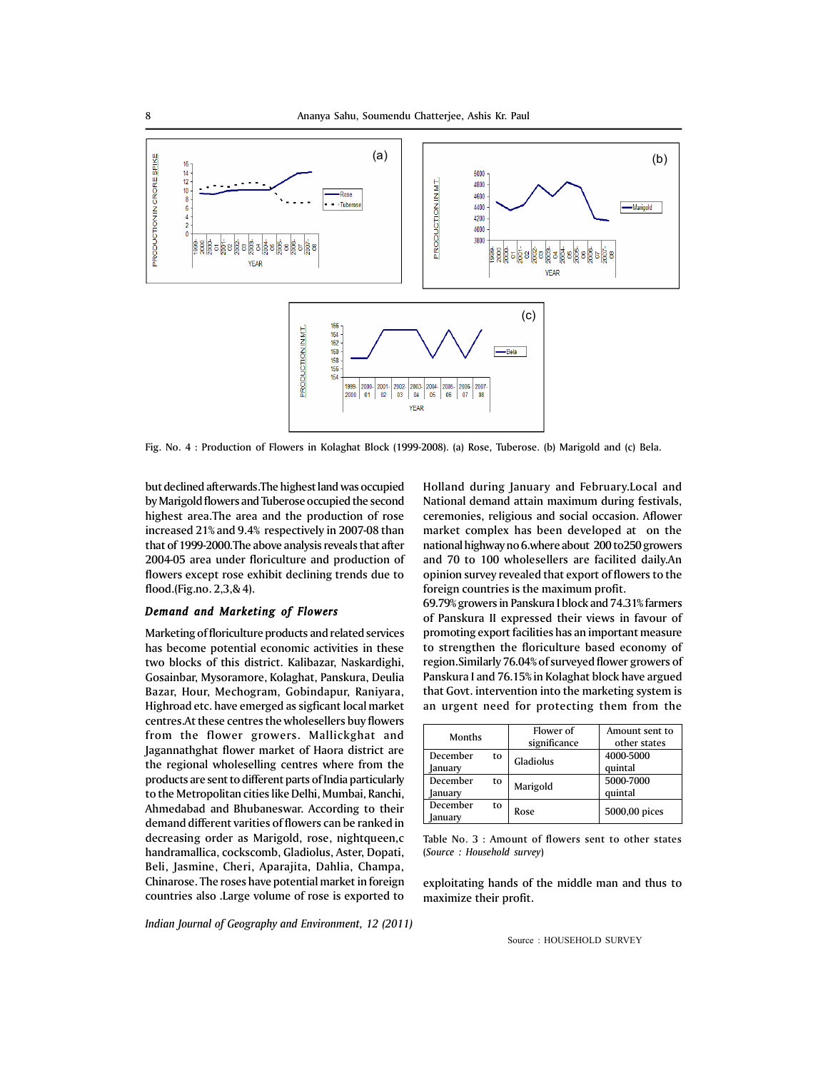Fig. No. 4 : Production of Flowers in Kolaghat Block (1999-2008). (a) Rose, Tuberose. (b) Marigold and (c) Bela.

but declined afterwards.The highest land was occupied by Marigold flowers and Tuberose occupied the second highest area.The area and the production of rose increased 21% and 9.4% respectively in 2007-08 than that of 1999-2000.The above analysis reveals that after 2004-05 area under floriculture and production of flowers except rose exhibit declining trends due to flood.(Fig.no. 2,3,& 4).

### *Demand and Marketing of Flowers*

Marketing of floriculture products and related services has become potential economic activities in these two blocks of this district. Kalibazar, Naskardighi, Gosainbar, Mysoramore, Kolaghat, Panskura, Deulia Bazar, Hour, Mechogram, Gobindapur, Raniyara, Highroad etc. have emerged as sigficant local market centres.At these centres the wholesellers buy flowers from the flower growers. Mallickghat and Jagannathghat flower market of Haora district are the regional wholeselling centres where from the products are sent to different parts of India particularly to the Metropolitan cities like Delhi, Mumbai, Ranchi, Ahmedabad and Bhubaneswar. According to their demand different varities of flowers can be ranked in decreasing order as Marigold, rose, nightqueen,c handramallica, cockscomb, Gladiolus, Aster, Dopati, Beli, Jasmine, Cheri, Aparajita, Dahlia, Champa, Chinarose. The roses have potential market in foreign countries also .Large volume of rose is exported to Holland during January and February.Local and National demand attain maximum during festivals, ceremonies, religious and social occasion. Aflower market complex has been developed at on the national highway no 6.where about 200 to250 growers and 70 to 100 wholesellers are facilited daily.An opinion survey revealed that export of flowers to the foreign countries is the maximum profit.

69.79% growers in Panskura I block and 74.31% farmers of Panskura II expressed their views in favour of promoting export facilities has an important measure to strengthen the floriculture based economy of region.Similarly 76.04% of surveyed flower growers of Panskura I and 76.15% in Kolaghat block have argued that Govt. intervention into the marketing system is an urgent need for protecting them from the exploitating hands of the middle man and thus to maximize their profit.

| Months | Flower of significance | Amount sent to other states |
|---|---|---|
| December to January | Gladiolus | 4000-5000 quintal |
| December to January | Marigold | 5000-7000 quintal |
| December to January | Rose | 5000,00 pices |

Table No. 3 : Amount of flowers sent to other states (*Source : Household survey*)

Source : HOUSEHOLD SURVEY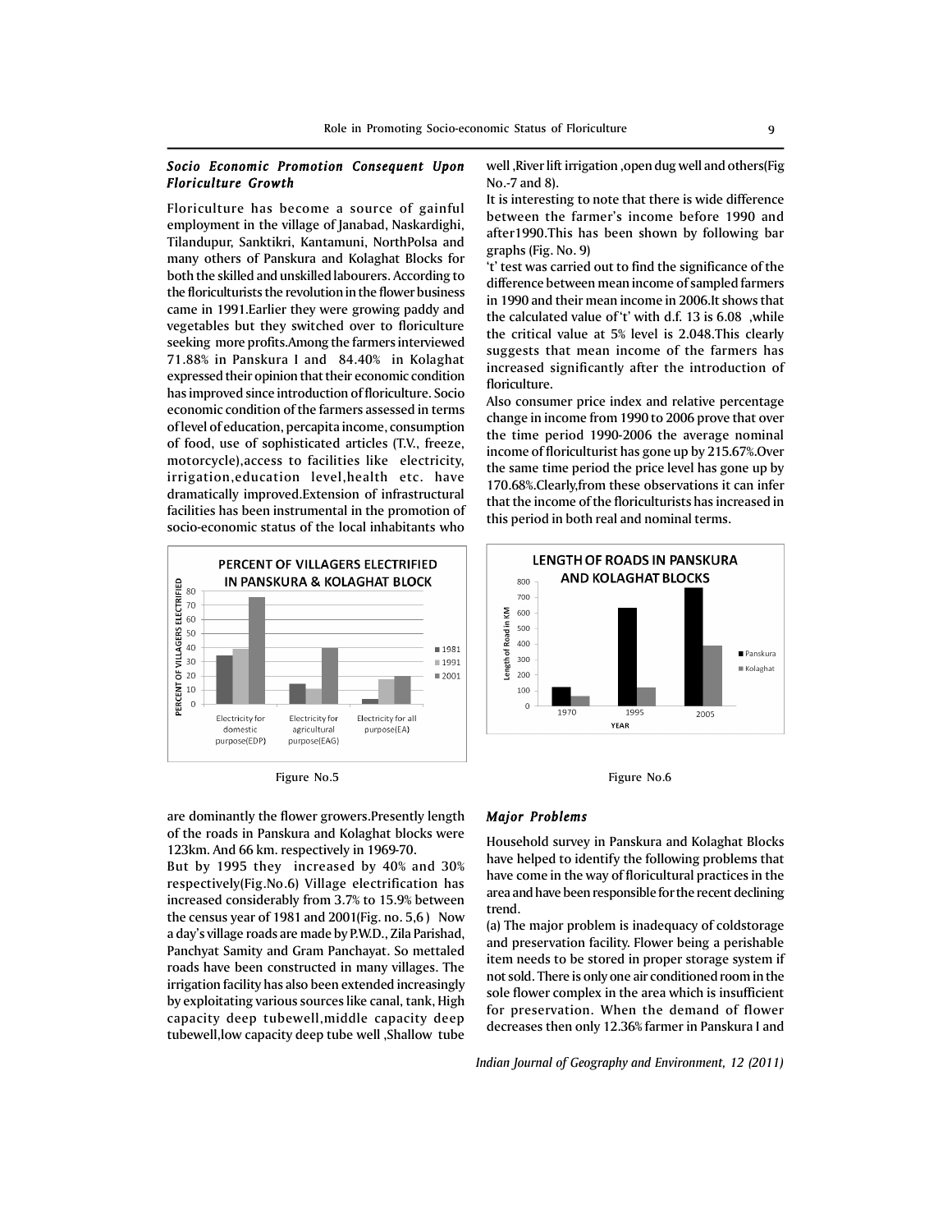### *Socio Economic Promotion Consequent Upon Floriculture Growth*

Floriculture has become a source of gainful employment in the village of Janabad, Naskardighi, Tilandupur, Sanktikri, Kantamuni, NorthPolsa and many others of Panskura and Kolaghat Blocks for both the skilled and unskilled labourers. According to the floriculturists the revolution in the flower business came in 1991.Earlier they were growing paddy and vegetables but they switched over to floriculture seeking more profits.Among the farmers interviewed 71.88% in Panskura I and 84.40% in Kolaghat expressed their opinion that their economic condition has improved since introduction of floriculture. Socio economic condition of the farmers assessed in terms of level of education, percapita income, consumption of food, use of sophisticated articles (T.V., freeze, motorcycle),access to facilities like electricity, irrigation,education level,health etc. have dramatically improved.Extension of infrastructural facilities has been instrumental in the promotion of socio-economic status of the local inhabitants who are dominantly the flower growers.Presently length of the roads in Panskura and Kolaghat blocks were 123km. And 66 km. respectively in 1969-70.

But by 1995 they increased by 40% and 30% respectively(Fig.No.6) Village electrification has increased considerably from 3.7% to 15.9% between the census year of 1981 and 2001(Fig. no. 5,6 ) Now a day's village roads are made by P.W.D., Zila Parishad, Panchyat Samity and Gram Panchayat. So mettaled roads have been constructed in many villages. The irrigation facility has also been extended increasingly by exploitating various sources like canal, tank, High capacity deep tubewell,middle capacity deep tubewell,low capacity deep tube well ,Shallow tube well ,River lift irrigation ,open dug well and others(Fig No.-7 and 8).

It is interesting to note that there is wide difference between the farmer's income before 1990 and after1990.This has been shown by following bar graphs (Fig. No. 9)

't' test was carried out to find the significance of the difference between mean income of sampled farmers in 1990 and their mean income in 2006.It shows that the calculated value of 't' with d.f. 13 is 6.08 ,while the critical value at 5% level is 2.048.This clearly suggests that mean income of the farmers has increased significantly after the introduction of floriculture.

Also consumer price index and relative percentage change in income from 1990 to 2006 prove that over the time period 1990-2006 the average nominal income of floriculturist has gone up by 215.67%.Over the same time period the price level has gone up by 170.68%.Clearly,from these observations it can infer that the income of the floriculturists has increased in this period in both real and nominal terms.

Figure No.5

Figure No.6

### *Major Problems*

Household survey in Panskura and Kolaghat Blocks have helped to identify the following problems that have come in the way of floricultural practices in the area and have been responsible for the recent declining trend.

(a) The major problem is inadequacy of coldstorage and preservation facility. Flower being a perishable item needs to be stored in proper storage system if not sold. There is only one air conditioned room in the sole flower complex in the area which is insufficient for preservation. When the demand of flower decreases then only 12.36% farmer in Panskura I and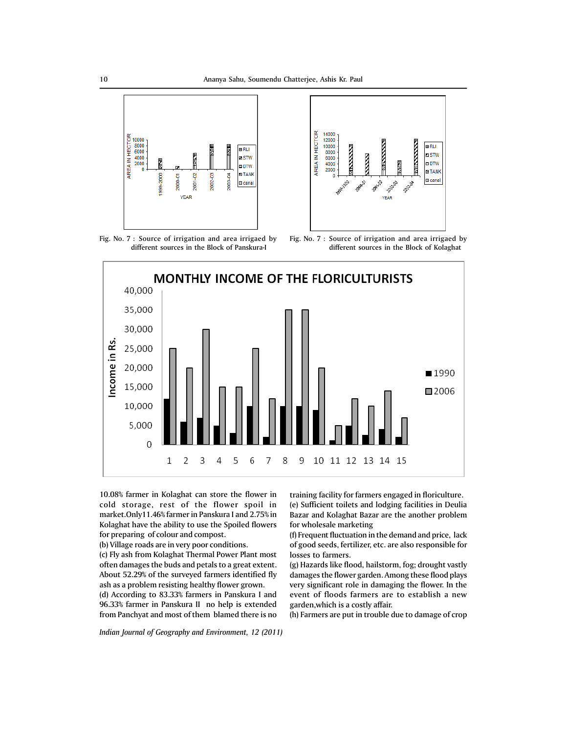Fig. No. 7 : Source of irrigation and area irrigaed by different sources in the Block of Panskura-I

Fig. No. 7 : Source of irrigation and area irrigaed by different sources in the Block of Kolaghat

10.08% farmer in Kolaghat can store the flower in cold storage, rest of the flower spoil in market.Only11.46% farmer in Panskura I and 2.75% in Kolaghat have the ability to use the Spoiled flowers for preparing of colour and compost.

(b) Village roads are in very poor conditions.

(c) Fly ash from Kolaghat Thermal Power Plant most often damages the buds and petals to a great extent. About 52.29% of the surveyed farmers identified fly ash as a problem resisting healthy flower grown.

(d) According to 83.33% farmers in Panskura I and 96.33% farmer in Panskura II no help is extended from Panchyat and most of them blamed there is no training facility for farmers engaged in floriculture.

(e) Sufficient toilets and lodging facilities in Deulia Bazar and Kolaghat Bazar are the another problem for wholesale marketing

(f) Frequent fluctuation in the demand and price, lack of good seeds, fertilizer, etc. are also responsible for losses to farmers.

(g) Hazards like flood, hailstorm, fog; drought vastly damages the flower garden. Among these flood plays very significant role in damaging the flower. In the event of floods farmers are to establish a new garden,which is a costly affair.

(h) Farmers are put in trouble due to damage of crop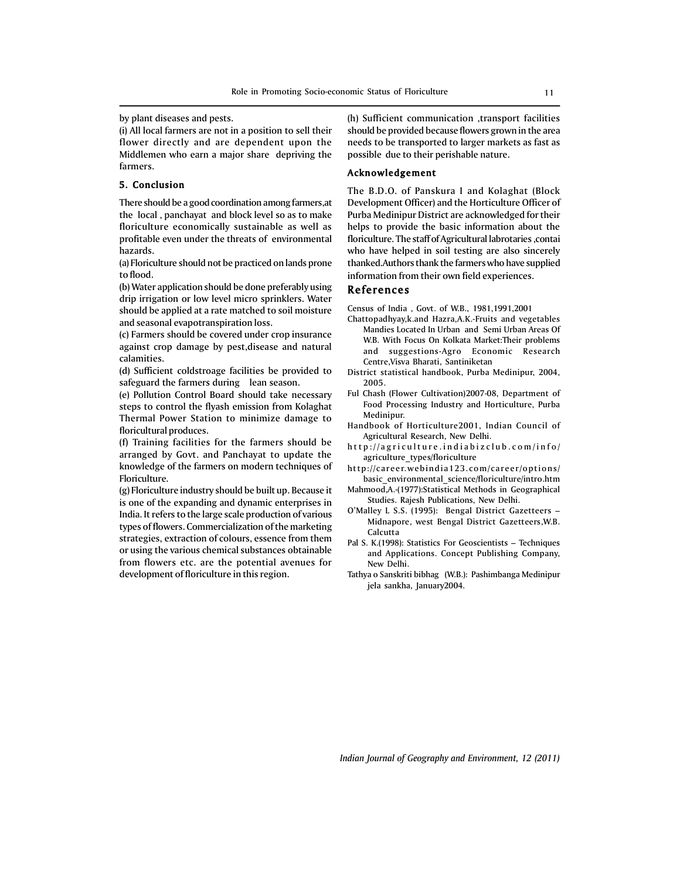by plant diseases and pests.

(i) All local farmers are not in a position to sell their flower directly and are dependent upon the Middlemen who earn a major share depriving the farmers.

## 5. Conclusion

There should be a good coordination among farmers,at the local , panchayat and block level so as to make floriculture economically sustainable as well as profitable even under the threats of environmental hazards.

(a) Floriculture should not be practiced on lands prone to flood.

(b) Water application should be done preferably using drip irrigation or low level micro sprinklers. Water should be applied at a rate matched to soil moisture and seasonal evapotranspiration loss.

(c) Farmers should be covered under crop insurance against crop damage by pest,disease and natural calamities.

(d) Sufficient coldstroage facilities be provided to safeguard the farmers during lean season.

(e) Pollution Control Board should take necessary steps to control the flyash emission from Kolaghat Thermal Power Station to minimize damage to floricultural produces.

(f) Training facilities for the farmers should be arranged by Govt. and Panchayat to update the knowledge of the farmers on modern techniques of Floriculture.

(g) Floriculture industry should be built up. Because it is one of the expanding and dynamic enterprises in India. It refers to the large scale production of various types of flowers. Commercialization of the marketing strategies, extraction of colours, essence from them or using the various chemical substances obtainable from flowers etc. are the potential avenues for development of floriculture in this region.

(h) Sufficient communication ,transport facilities should be provided because flowers grown in the area needs to be transported to larger markets as fast as possible due to their perishable nature.

## Acknowledgement

The B.D.O. of Panskura I and Kolaghat (Block Development Officer) and the Horticulture Officer of Purba Medinipur District are acknowledged for their helps to provide the basic information about the floriculture. The staff of Agricultural labrotaries ,contai who have helped in soil testing are also sincerely thanked.Authors thank the farmers who have supplied information from their own field experiences.

## References

Census of India , Govt. of W.B., 1981,1991,2001

Chattopadhyay,k.and Hazra,A.K.-Fruits and vegetables Mandies Located In Urban and Semi Urban Areas Of W.B. With Focus On Kolkata Market:Their problems and suggestions-Agro Economic Research Centre,Visva Bharati, Santiniketan

District statistical handbook, Purba Medinipur, 2004, 2005.

Ful Chash (Flower Cultivation)2007-08, Department of Food Processing Industry and Horticulture, Purba Medinipur.

Handbook of Horticulture2001, Indian Council of Agricultural Research, New Delhi.

http://agriculture.indiabizclub.com/info/agriculture_types/floriculture

http://career.webindia123.com/career/options/basic_environmental_science/floriculture/intro.htm

Mahmood,A.-(1977):Statistical Methods in Geographical Studies. Rajesh Publications, New Delhi.

O'Malley L S.S. (1995): Bengal District Gazetteers – Midnapore, west Bengal District Gazetteers,W.B. Calcutta

Pal S. K.(1998): Statistics For Geoscientists – Techniques and Applications. Concept Publishing Company, New Delhi.

Tathya o Sanskriti bibhag (W.B.): Pashimbanga Medinipur jela sankha, January2004.